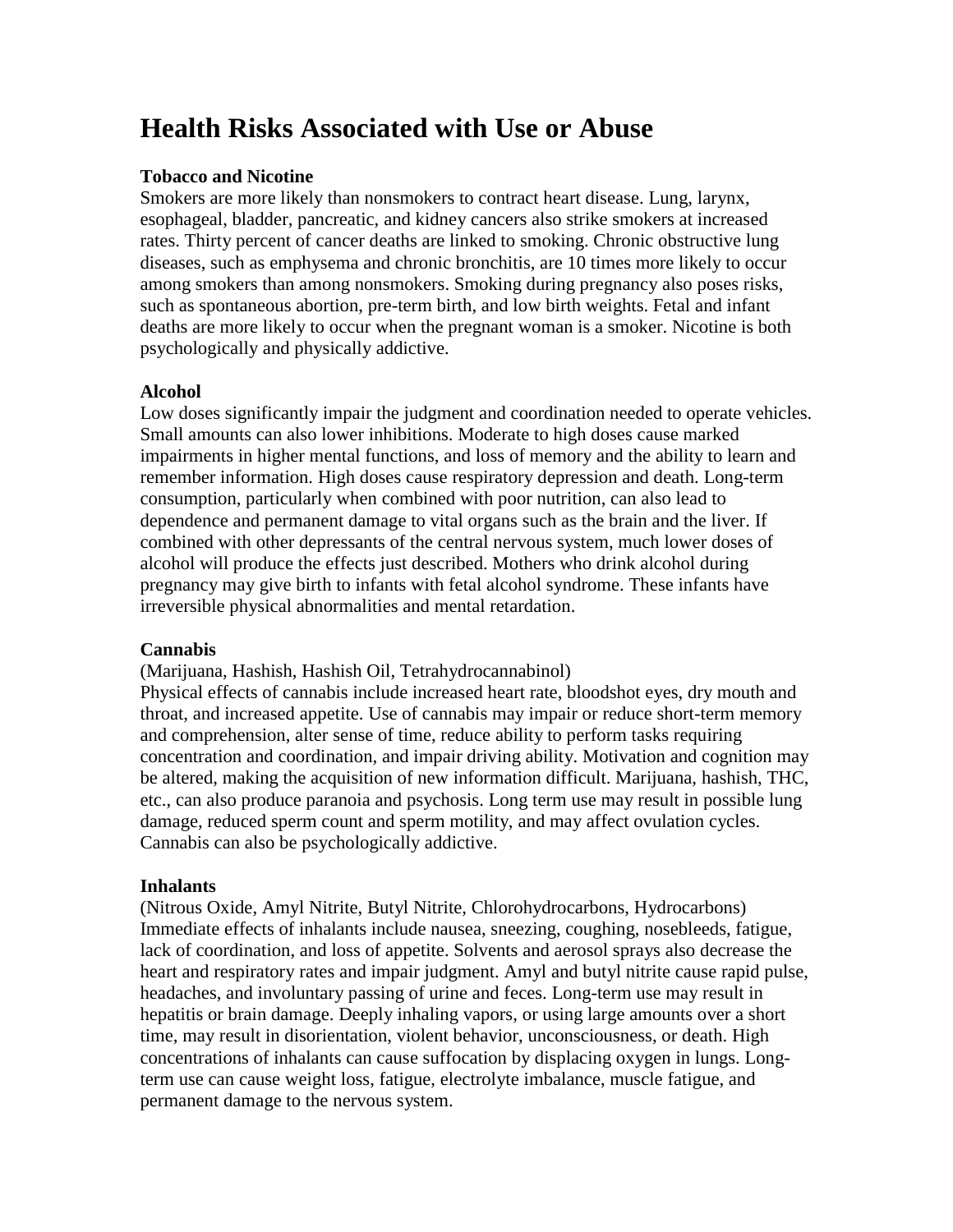# Health Risks Associated with Use or Abuse

**Tobacco and Nicotine**

Smokers are more likely than nonsmokers to contract heart disease. Lung, larynx, esophageal, bladder, pancreatic, and kidney cancers also strike smokers at increased rates. Thirty percent of cancer deaths are linked to smoking. Chronic obstructive lung diseases, such as emphysema and chronic bronchitis, are 10 times more likely to occur among smokers than among nonsmokers. Smoking during pregnancy also poses risks, such as spontaneous abortion, pre-term birth, and low birth weights. Fetal and infant deaths are more likely to occur when the pregnant woman is a smoker. Nicotine is both psychologically and physically addictive.

**Alcohol**

Low doses significantly impair the judgment and coordination needed to operate vehicles. Small amounts can also lower inhibitions. Moderate to high doses cause marked impairments in higher mental functions, and loss of memory and the ability to learn and remember information. High doses cause respiratory depression and death. Long-term consumption, particularly when combined with poor nutrition, can also lead to dependence and permanent damage to vital organs such as the brain and the liver. If combined with other depressants of the central nervous system, much lower doses of alcohol will produce the effects just described. Mothers who drink alcohol during pregnancy may give birth to infants with fetal alcohol syndrome. These infants have irreversible physical abnormalities and mental retardation.

**Cannabis**

(Marijuana, Hashish, Hashish Oil, Tetrahydrocannabinol)
Physical effects of cannabis include increased heart rate, bloodshot eyes, dry mouth and throat, and increased appetite. Use of cannabis may impair or reduce short-term memory and comprehension, alter sense of time, reduce ability to perform tasks requiring concentration and coordination, and impair driving ability. Motivation and cognition may be altered, making the acquisition of new information difficult. Marijuana, hashish, THC, etc., can also produce paranoia and psychosis. Long term use may result in possible lung damage, reduced sperm count and sperm motility, and may affect ovulation cycles. Cannabis can also be psychologically addictive.

**Inhalants**

(Nitrous Oxide, Amyl Nitrite, Butyl Nitrite, Chlorohydrocarbons, Hydrocarbons)
Immediate effects of inhalants include nausea, sneezing, coughing, nosebleeds, fatigue, lack of coordination, and loss of appetite. Solvents and aerosol sprays also decrease the heart and respiratory rates and impair judgment. Amyl and butyl nitrite cause rapid pulse, headaches, and involuntary passing of urine and feces. Long-term use may result in hepatitis or brain damage. Deeply inhaling vapors, or using large amounts over a short time, may result in disorientation, violent behavior, unconsciousness, or death. High concentrations of inhalants can cause suffocation by displacing oxygen in lungs. Long-term use can cause weight loss, fatigue, electrolyte imbalance, muscle fatigue, and permanent damage to the nervous system.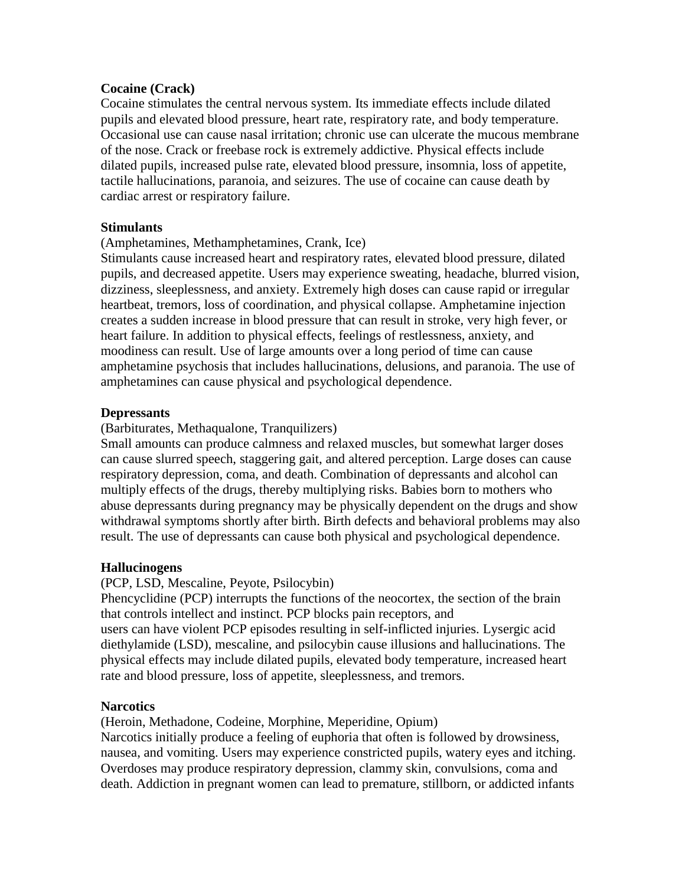**Cocaine (Crack)**

Cocaine stimulates the central nervous system. Its immediate effects include dilated pupils and elevated blood pressure, heart rate, respiratory rate, and body temperature. Occasional use can cause nasal irritation; chronic use can ulcerate the mucous membrane of the nose. Crack or freebase rock is extremely addictive. Physical effects include dilated pupils, increased pulse rate, elevated blood pressure, insomnia, loss of appetite, tactile hallucinations, paranoia, and seizures. The use of cocaine can cause death by cardiac arrest or respiratory failure.

**Stimulants**

(Amphetamines, Methamphetamines, Crank, Ice)

Stimulants cause increased heart and respiratory rates, elevated blood pressure, dilated pupils, and decreased appetite. Users may experience sweating, headache, blurred vision, dizziness, sleeplessness, and anxiety. Extremely high doses can cause rapid or irregular heartbeat, tremors, loss of coordination, and physical collapse. Amphetamine injection creates a sudden increase in blood pressure that can result in stroke, very high fever, or heart failure. In addition to physical effects, feelings of restlessness, anxiety, and moodiness can result. Use of large amounts over a long period of time can cause amphetamine psychosis that includes hallucinations, delusions, and paranoia. The use of amphetamines can cause physical and psychological dependence.

**Depressants**

(Barbiturates, Methaqualone, Tranquilizers)

Small amounts can produce calmness and relaxed muscles, but somewhat larger doses can cause slurred speech, staggering gait, and altered perception. Large doses can cause respiratory depression, coma, and death. Combination of depressants and alcohol can multiply effects of the drugs, thereby multiplying risks. Babies born to mothers who abuse depressants during pregnancy may be physically dependent on the drugs and show withdrawal symptoms shortly after birth. Birth defects and behavioral problems may also result. The use of depressants can cause both physical and psychological dependence.

**Hallucinogens**

(PCP, LSD, Mescaline, Peyote, Psilocybin)

Phencyclidine (PCP) interrupts the functions of the neocortex, the section of the brain that controls intellect and instinct. PCP blocks pain receptors, and users can have violent PCP episodes resulting in self-inflicted injuries. Lysergic acid diethylamide (LSD), mescaline, and psilocybin cause illusions and hallucinations. The physical effects may include dilated pupils, elevated body temperature, increased heart rate and blood pressure, loss of appetite, sleeplessness, and tremors.

**Narcotics**

(Heroin, Methadone, Codeine, Morphine, Meperidine, Opium)

Narcotics initially produce a feeling of euphoria that often is followed by drowsiness, nausea, and vomiting. Users may experience constricted pupils, watery eyes and itching. Overdoses may produce respiratory depression, clammy skin, convulsions, coma and death. Addiction in pregnant women can lead to premature, stillborn, or addicted infants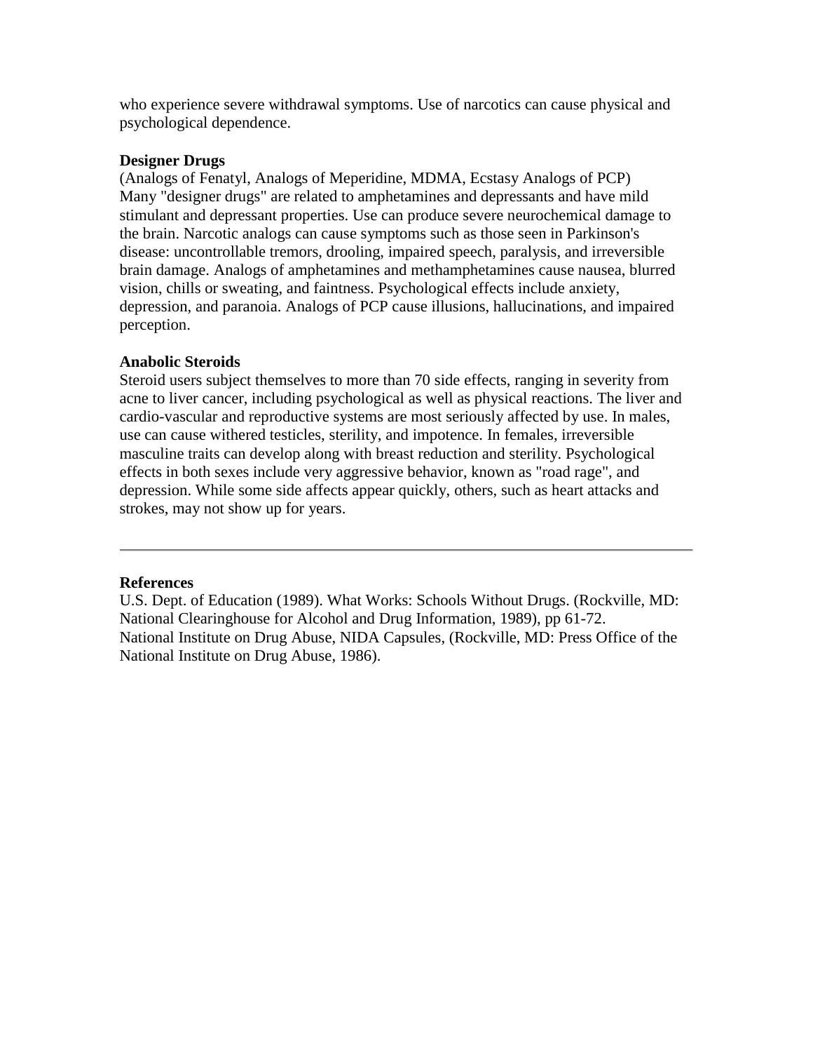who experience severe withdrawal symptoms. Use of narcotics can cause physical and psychological dependence.

**Designer Drugs**
(Analogs of Fenatyl, Analogs of Meperidine, MDMA, Ecstasy Analogs of PCP)
Many "designer drugs" are related to amphetamines and depressants and have mild stimulant and depressant properties. Use can produce severe neurochemical damage to the brain. Narcotic analogs can cause symptoms such as those seen in Parkinson's disease: uncontrollable tremors, drooling, impaired speech, paralysis, and irreversible brain damage. Analogs of amphetamines and methamphetamines cause nausea, blurred vision, chills or sweating, and faintness. Psychological effects include anxiety, depression, and paranoia. Analogs of PCP cause illusions, hallucinations, and impaired perception.

**Anabolic Steroids**
Steroid users subject themselves to more than 70 side effects, ranging in severity from acne to liver cancer, including psychological as well as physical reactions. The liver and cardio-vascular and reproductive systems are most seriously affected by use. In males, use can cause withered testicles, sterility, and impotence. In females, irreversible masculine traits can develop along with breast reduction and sterility. Psychological effects in both sexes include very aggressive behavior, known as "road rage", and depression. While some side affects appear quickly, others, such as heart attacks and strokes, may not show up for years.

---

**References**
U.S. Dept. of Education (1989). What Works: Schools Without Drugs. (Rockville, MD: National Clearinghouse for Alcohol and Drug Information, 1989), pp 61-72.
National Institute on Drug Abuse, NIDA Capsules, (Rockville, MD: Press Office of the National Institute on Drug Abuse, 1986).